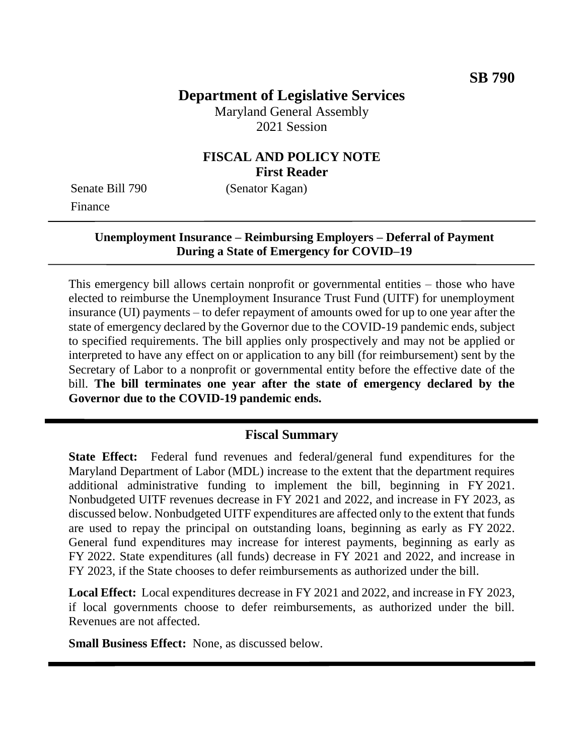**SB 790**

# Department of Legislative Services

Maryland General Assembly
2021 Session

## FISCAL AND POLICY NOTE
**First Reader**

Senate Bill 790 (Senator Kagan)
Finance

---

**Unemployment Insurance – Reimbursing Employers – Deferral of Payment During a State of Emergency for COVID–19**

---

This emergency bill allows certain nonprofit or governmental entities – those who have elected to reimburse the Unemployment Insurance Trust Fund (UITF) for unemployment insurance (UI) payments – to defer repayment of amounts owed for up to one year after the state of emergency declared by the Governor due to the COVID-19 pandemic ends, subject to specified requirements. The bill applies only prospectively and may not be applied or interpreted to have any effect on or application to any bill (for reimbursement) sent by the Secretary of Labor to a nonprofit or governmental entity before the effective date of the bill. **The bill terminates one year after the state of emergency declared by the Governor due to the COVID-19 pandemic ends.**

---

## Fiscal Summary

**State Effect:** Federal fund revenues and federal/general fund expenditures for the Maryland Department of Labor (MDL) increase to the extent that the department requires additional administrative funding to implement the bill, beginning in FY 2021. Nonbudgeted UITF revenues decrease in FY 2021 and 2022, and increase in FY 2023, as discussed below. Nonbudgeted UITF expenditures are affected only to the extent that funds are used to repay the principal on outstanding loans, beginning as early as FY 2022. General fund expenditures may increase for interest payments, beginning as early as FY 2022. State expenditures (all funds) decrease in FY 2021 and 2022, and increase in FY 2023, if the State chooses to defer reimbursements as authorized under the bill.

**Local Effect:** Local expenditures decrease in FY 2021 and 2022, and increase in FY 2023, if local governments choose to defer reimbursements, as authorized under the bill. Revenues are not affected.

**Small Business Effect:** None, as discussed below.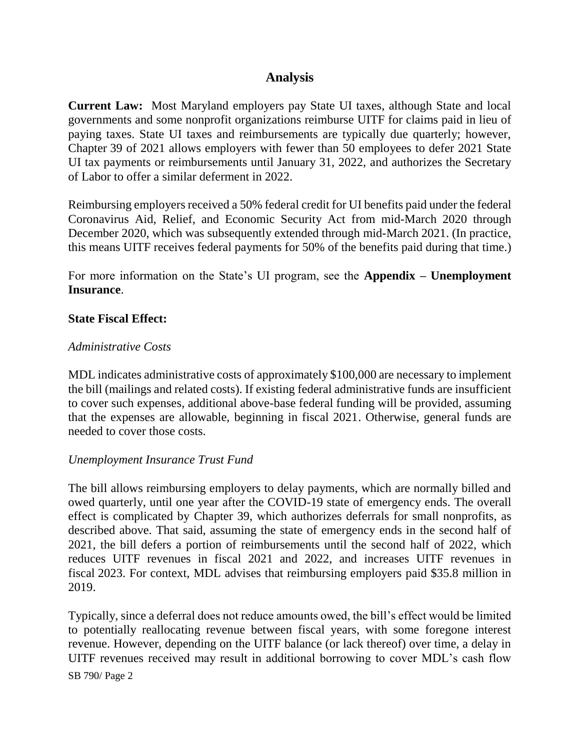## Analysis

**Current Law:** Most Maryland employers pay State UI taxes, although State and local governments and some nonprofit organizations reimburse UITF for claims paid in lieu of paying taxes. State UI taxes and reimbursements are typically due quarterly; however, Chapter 39 of 2021 allows employers with fewer than 50 employees to defer 2021 State UI tax payments or reimbursements until January 31, 2022, and authorizes the Secretary of Labor to offer a similar deferment in 2022.

Reimbursing employers received a 50% federal credit for UI benefits paid under the federal Coronavirus Aid, Relief, and Economic Security Act from mid-March 2020 through December 2020, which was subsequently extended through mid-March 2021. (In practice, this means UITF receives federal payments for 50% of the benefits paid during that time.)

For more information on the State's UI program, see the **Appendix – Unemployment Insurance**.

**State Fiscal Effect:**

*Administrative Costs*

MDL indicates administrative costs of approximately $100,000 are necessary to implement the bill (mailings and related costs). If existing federal administrative funds are insufficient to cover such expenses, additional above-base federal funding will be provided, assuming that the expenses are allowable, beginning in fiscal 2021. Otherwise, general funds are needed to cover those costs.

*Unemployment Insurance Trust Fund*

The bill allows reimbursing employers to delay payments, which are normally billed and owed quarterly, until one year after the COVID-19 state of emergency ends. The overall effect is complicated by Chapter 39, which authorizes deferrals for small nonprofits, as described above. That said, assuming the state of emergency ends in the second half of 2021, the bill defers a portion of reimbursements until the second half of 2022, which reduces UITF revenues in fiscal 2021 and 2022, and increases UITF revenues in fiscal 2023. For context, MDL advises that reimbursing employers paid $35.8 million in 2019.

Typically, since a deferral does not reduce amounts owed, the bill's effect would be limited to potentially reallocating revenue between fiscal years, with some foregone interest revenue. However, depending on the UITF balance (or lack thereof) over time, a delay in UITF revenues received may result in additional borrowing to cover MDL's cash flow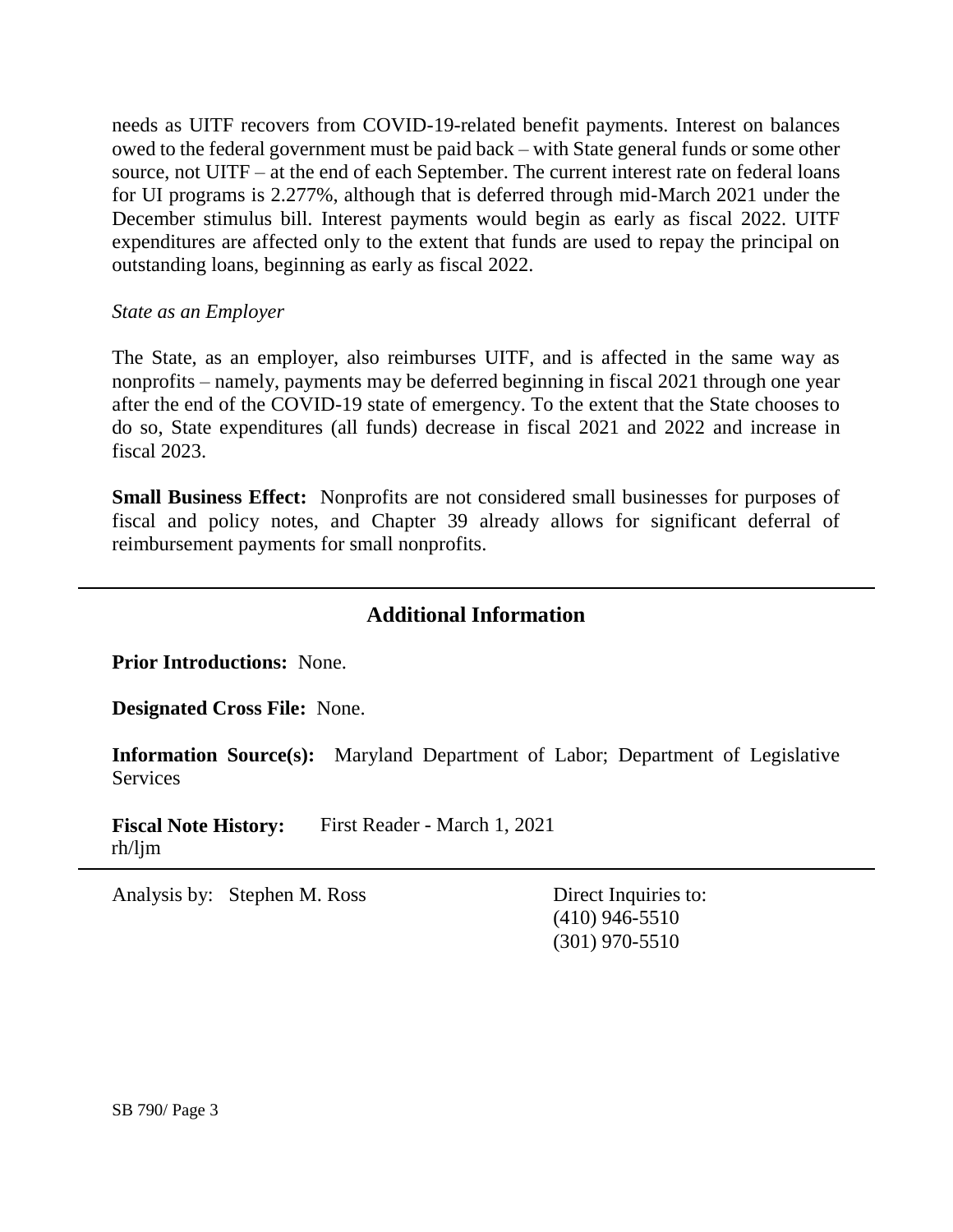needs as UITF recovers from COVID-19-related benefit payments. Interest on balances owed to the federal government must be paid back – with State general funds or some other source, not UITF – at the end of each September. The current interest rate on federal loans for UI programs is 2.277%, although that is deferred through mid-March 2021 under the December stimulus bill. Interest payments would begin as early as fiscal 2022. UITF expenditures are affected only to the extent that funds are used to repay the principal on outstanding loans, beginning as early as fiscal 2022.

*State as an Employer*

The State, as an employer, also reimburses UITF, and is affected in the same way as nonprofits – namely, payments may be deferred beginning in fiscal 2021 through one year after the end of the COVID-19 state of emergency. To the extent that the State chooses to do so, State expenditures (all funds) decrease in fiscal 2021 and 2022 and increase in fiscal 2023.

**Small Business Effect:** Nonprofits are not considered small businesses for purposes of fiscal and policy notes, and Chapter 39 already allows for significant deferral of reimbursement payments for small nonprofits.

## Additional Information

**Prior Introductions:** None.

**Designated Cross File:** None.

**Information Source(s):** Maryland Department of Labor; Department of Legislative Services

**Fiscal Note History:** First Reader - March 1, 2021
rh/ljm

Analysis by: Stephen M. Ross

Direct Inquiries to:
(410) 946-5510
(301) 970-5510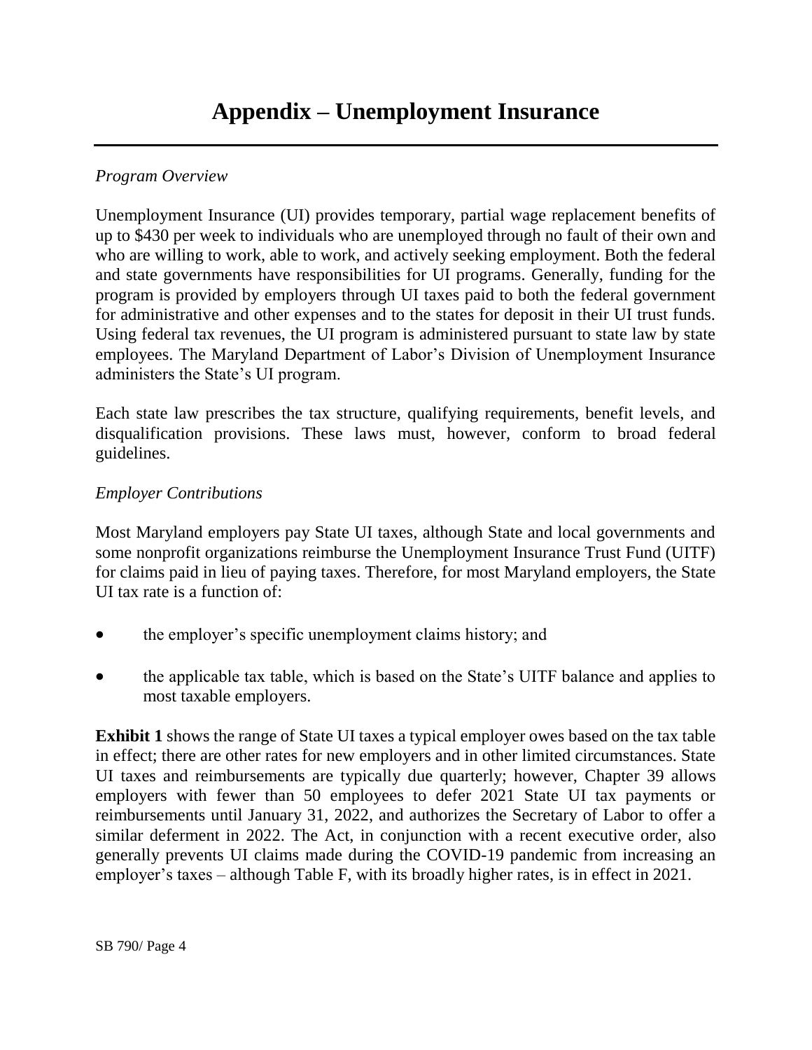# Appendix – Unemployment Insurance

*Program Overview*

Unemployment Insurance (UI) provides temporary, partial wage replacement benefits of up to $430 per week to individuals who are unemployed through no fault of their own and who are willing to work, able to work, and actively seeking employment. Both the federal and state governments have responsibilities for UI programs. Generally, funding for the program is provided by employers through UI taxes paid to both the federal government for administrative and other expenses and to the states for deposit in their UI trust funds. Using federal tax revenues, the UI program is administered pursuant to state law by state employees. The Maryland Department of Labor's Division of Unemployment Insurance administers the State's UI program.

Each state law prescribes the tax structure, qualifying requirements, benefit levels, and disqualification provisions. These laws must, however, conform to broad federal guidelines.

*Employer Contributions*

Most Maryland employers pay State UI taxes, although State and local governments and some nonprofit organizations reimburse the Unemployment Insurance Trust Fund (UITF) for claims paid in lieu of paying taxes. Therefore, for most Maryland employers, the State UI tax rate is a function of:

- the employer's specific unemployment claims history; and
- the applicable tax table, which is based on the State's UITF balance and applies to most taxable employers.

**Exhibit 1** shows the range of State UI taxes a typical employer owes based on the tax table in effect; there are other rates for new employers and in other limited circumstances. State UI taxes and reimbursements are typically due quarterly; however, Chapter 39 allows employers with fewer than 50 employees to defer 2021 State UI tax payments or reimbursements until January 31, 2022, and authorizes the Secretary of Labor to offer a similar deferment in 2022. The Act, in conjunction with a recent executive order, also generally prevents UI claims made during the COVID-19 pandemic from increasing an employer's taxes – although Table F, with its broadly higher rates, is in effect in 2021.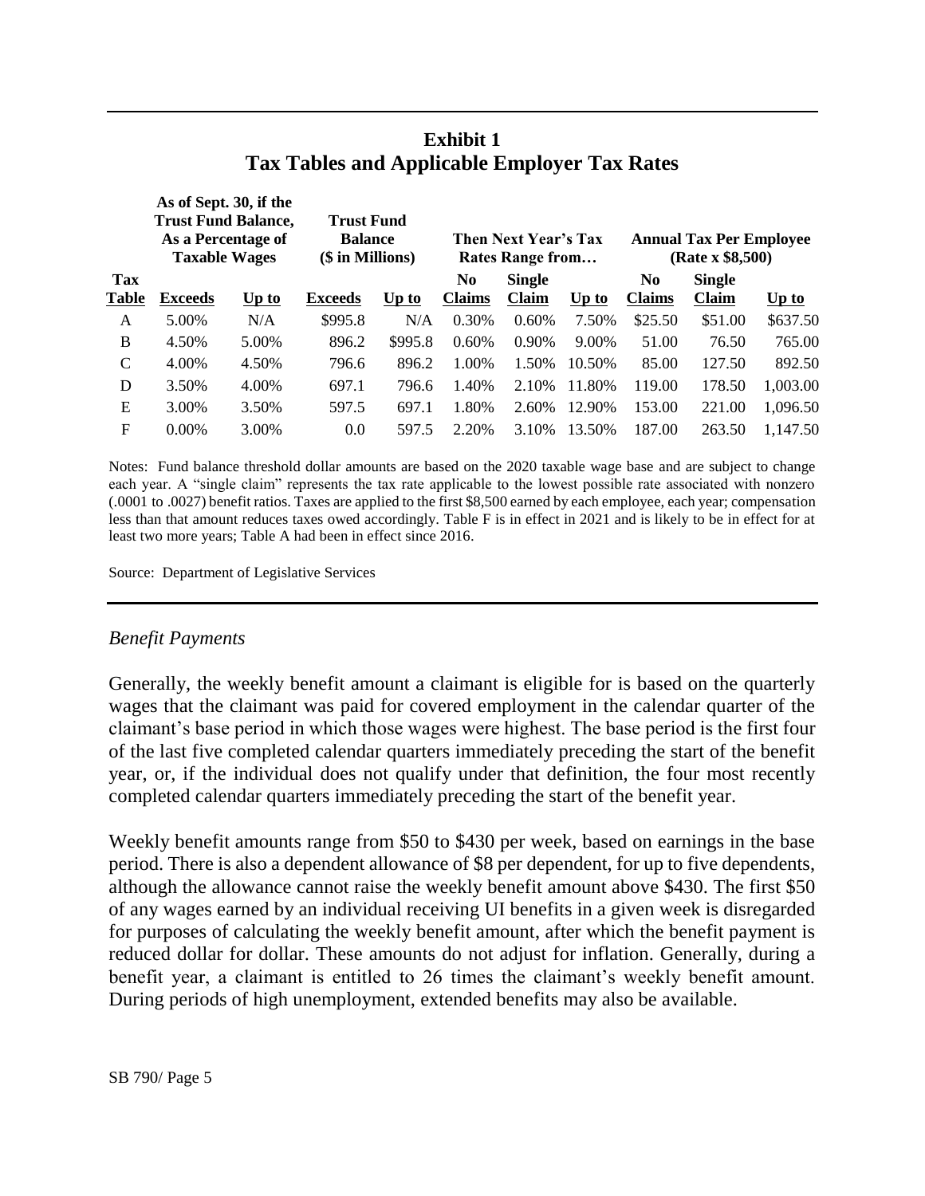## Exhibit 1
## Tax Tables and Applicable Employer Tax Rates

| | As of Sept. 30, if the Trust Fund Balance, As a Percentage of Taxable Wages | | Trust Fund Balance ($ in Millions) | | Then Next Year's Tax Rates Range from… | | | Annual Tax Per Employee (Rate x $8,500) | | |
|---|---|---|---|---|---|---|---|---|---|---|
| **Tax Table** | **Exceeds** | **Up to** | **Exceeds** | **Up to** | **No Claims** | **Single Claim** | **Up to** | **No Claims** | **Single Claim** | **Up to** |
| A | 5.00% | N/A | $995.8 | N/A | 0.30% | 0.60% | 7.50% | $25.50 | $51.00 | $637.50 |
| B | 4.50% | 5.00% | 896.2 | $995.8 | 0.60% | 0.90% | 9.00% | 51.00 | 76.50 | 765.00 |
| C | 4.00% | 4.50% | 796.6 | 896.2 | 1.00% | 1.50% | 10.50% | 85.00 | 127.50 | 892.50 |
| D | 3.50% | 4.00% | 697.1 | 796.6 | 1.40% | 2.10% | 11.80% | 119.00 | 178.50 | 1,003.00 |
| E | 3.00% | 3.50% | 597.5 | 697.1 | 1.80% | 2.60% | 12.90% | 153.00 | 221.00 | 1,096.50 |
| F | 0.00% | 3.00% | 0.0 | 597.5 | 2.20% | 3.10% | 13.50% | 187.00 | 263.50 | 1,147.50 |

Notes: Fund balance threshold dollar amounts are based on the 2020 taxable wage base and are subject to change each year. A "single claim" represents the tax rate applicable to the lowest possible rate associated with nonzero (.0001 to .0027) benefit ratios. Taxes are applied to the first $8,500 earned by each employee, each year; compensation less than that amount reduces taxes owed accordingly. Table F is in effect in 2021 and is likely to be in effect for at least two more years; Table A had been in effect since 2016.

Source: Department of Legislative Services

*Benefit Payments*

Generally, the weekly benefit amount a claimant is eligible for is based on the quarterly wages that the claimant was paid for covered employment in the calendar quarter of the claimant's base period in which those wages were highest. The base period is the first four of the last five completed calendar quarters immediately preceding the start of the benefit year, or, if the individual does not qualify under that definition, the four most recently completed calendar quarters immediately preceding the start of the benefit year.

Weekly benefit amounts range from $50 to $430 per week, based on earnings in the base period. There is also a dependent allowance of $8 per dependent, for up to five dependents, although the allowance cannot raise the weekly benefit amount above $430. The first $50 of any wages earned by an individual receiving UI benefits in a given week is disregarded for purposes of calculating the weekly benefit amount, after which the benefit payment is reduced dollar for dollar. These amounts do not adjust for inflation. Generally, during a benefit year, a claimant is entitled to 26 times the claimant's weekly benefit amount. During periods of high unemployment, extended benefits may also be available.